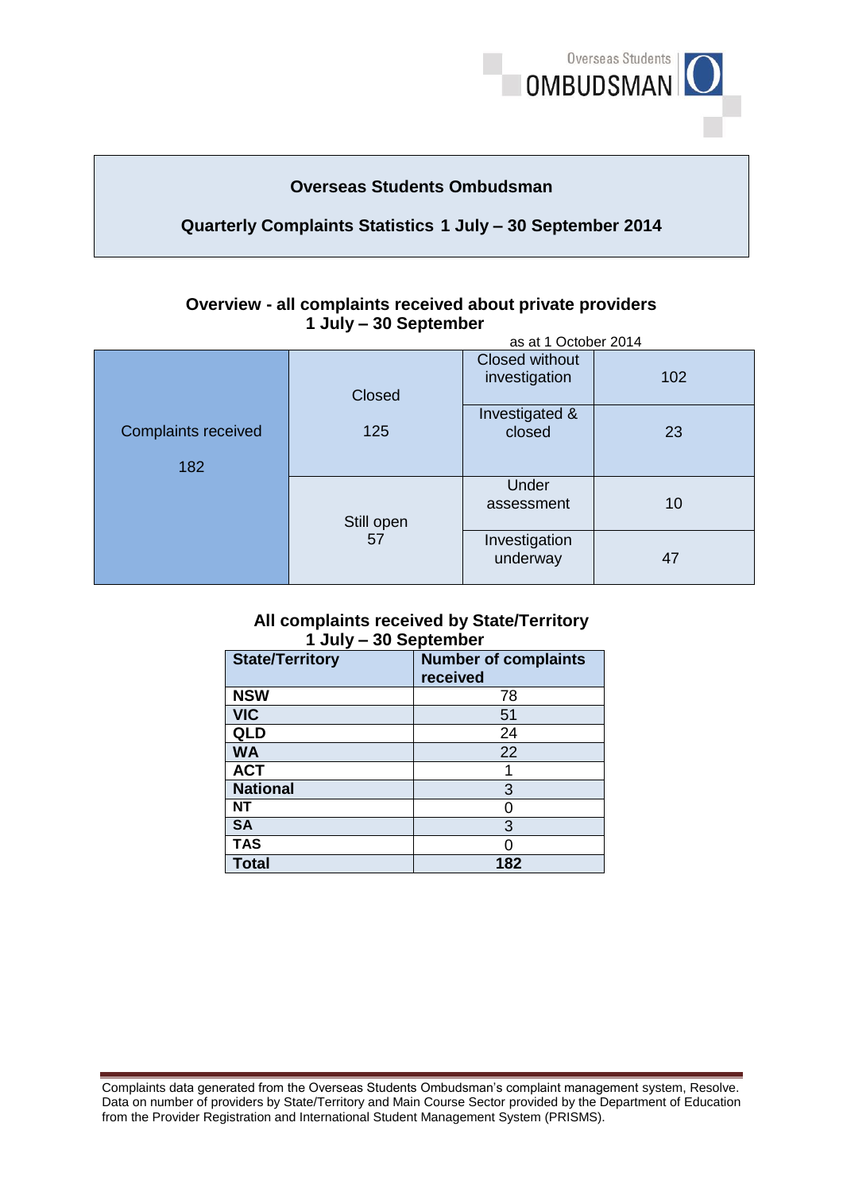# Overseas Students Ombudsman

## Quarterly Complaints Statistics 1 July – 30 September 2014

### Overview - all complaints received about private providers 1 July – 30 September

as at 1 October 2014

| Complaints received | Status | Category | Number |
|---|---|---|---|
| 182 | Closed 125 | Closed without investigation | 102 |
| | | Investigated & closed | 23 |
| | Still open 57 | Under assessment | 10 |
| | | Investigation underway | 47 |

### All complaints received by State/Territory 1 July – 30 September

| State/Territory | Number of complaints received |
|---|---|
| **NSW** | 78 |
| **VIC** | 51 |
| **QLD** | 24 |
| **WA** | 22 |
| **ACT** | 1 |
| **National** | 3 |
| **NT** | 0 |
| **SA** | 3 |
| **TAS** | 0 |
| **Total** | **182** |

Complaints data generated from the Overseas Students Ombudsman's complaint management system, Resolve. Data on number of providers by State/Territory and Main Course Sector provided by the Department of Education from the Provider Registration and International Student Management System (PRISMS).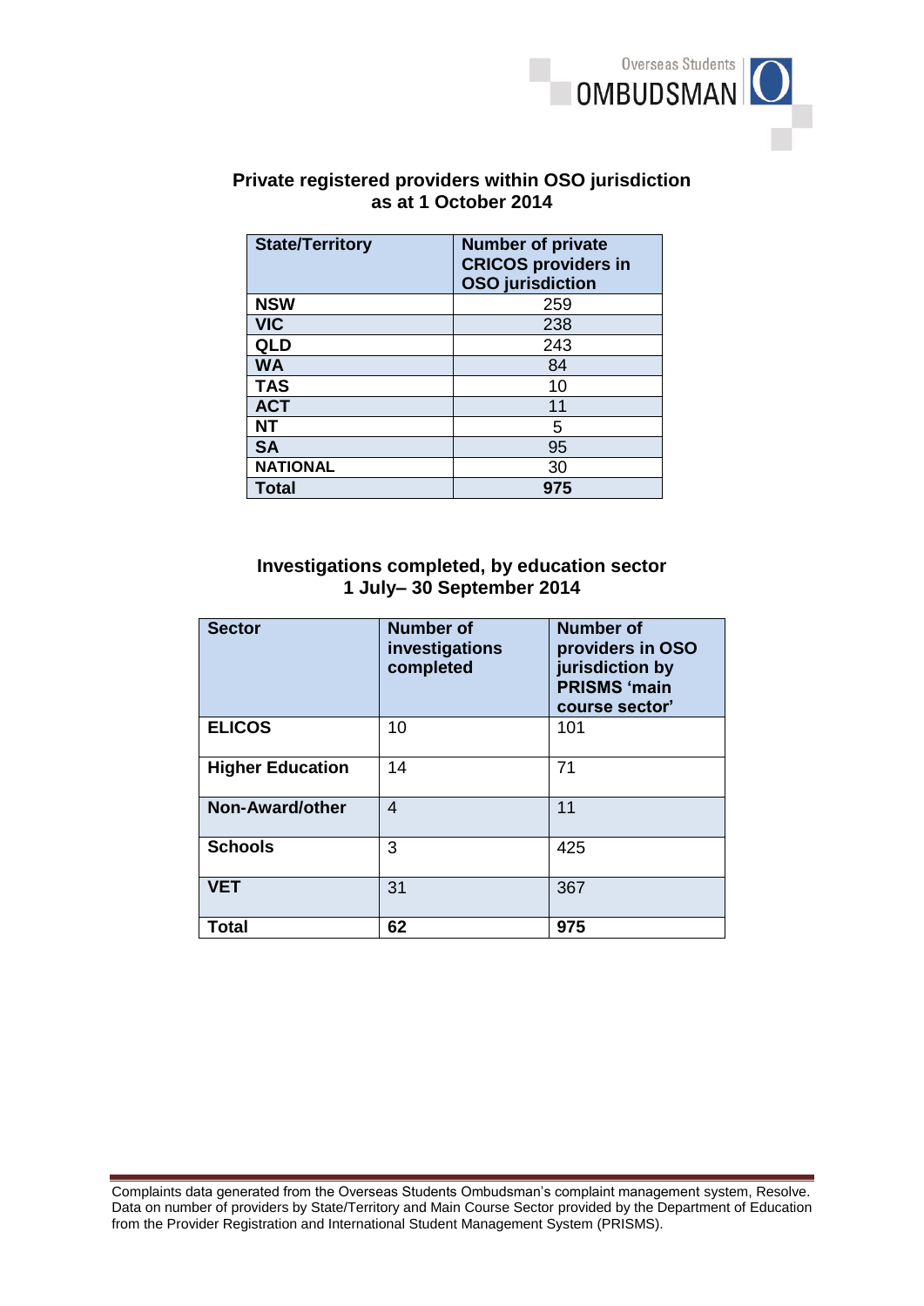## Private registered providers within OSO jurisdiction as at 1 October 2014

| State/Territory | Number of private CRICOS providers in OSO jurisdiction |
|---|---|
| **NSW** | 259 |
| **VIC** | 238 |
| **QLD** | 243 |
| **WA** | 84 |
| **TAS** | 10 |
| **ACT** | 11 |
| **NT** | 5 |
| **SA** | 95 |
| **NATIONAL** | 30 |
| **Total** | **975** |

## Investigations completed, by education sector 1 July– 30 September 2014

| Sector | Number of investigations completed | Number of providers in OSO jurisdiction by PRISMS 'main course sector' |
|---|---|---|
| **ELICOS** | 10 | 101 |
| **Higher Education** | 14 | 71 |
| **Non-Award/other** | 4 | 11 |
| **Schools** | 3 | 425 |
| **VET** | 31 | 367 |
| **Total** | **62** | **975** |

Complaints data generated from the Overseas Students Ombudsman's complaint management system, Resolve. Data on number of providers by State/Territory and Main Course Sector provided by the Department of Education from the Provider Registration and International Student Management System (PRISMS).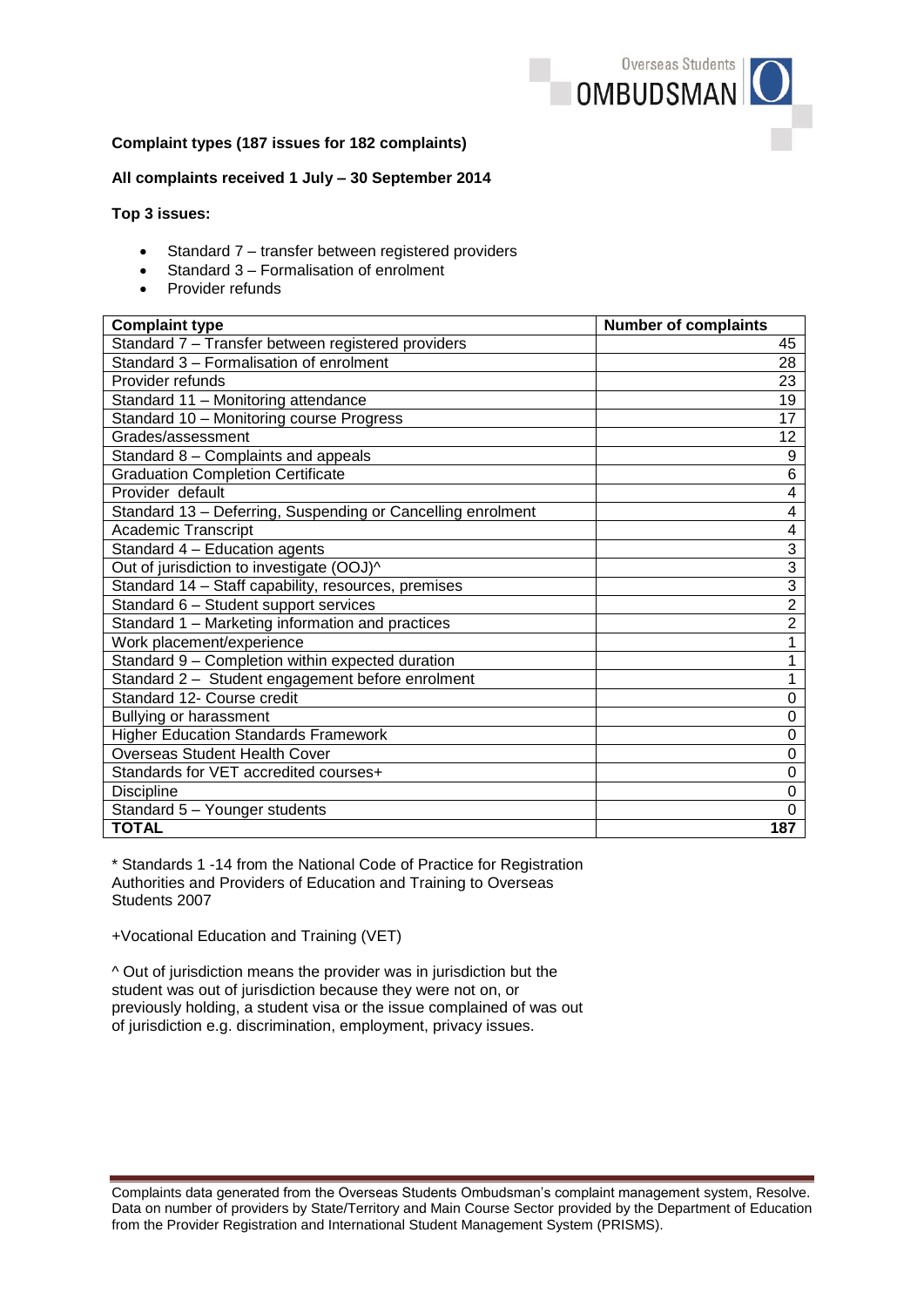**Complaint types (187 issues for 182 complaints)**

**All complaints received 1 July – 30 September 2014**

**Top 3 issues:**

- Standard 7 – transfer between registered providers
- Standard 3 – Formalisation of enrolment
- Provider refunds

| Complaint type | Number of complaints |
|---|---|
| Standard 7 – Transfer between registered providers | 45 |
| Standard 3 – Formalisation of enrolment | 28 |
| Provider refunds | 23 |
| Standard 11 – Monitoring attendance | 19 |
| Standard 10 – Monitoring course Progress | 17 |
| Grades/assessment | 12 |
| Standard 8 – Complaints and appeals | 9 |
| Graduation Completion Certificate | 6 |
| Provider default | 4 |
| Standard 13 – Deferring, Suspending or Cancelling enrolment | 4 |
| Academic Transcript | 4 |
| Standard 4 – Education agents | 3 |
| Out of jurisdiction to investigate (OOJ)^ | 3 |
| Standard 14 – Staff capability, resources, premises | 3 |
| Standard 6 – Student support services | 2 |
| Standard 1 – Marketing information and practices | 2 |
| Work placement/experience | 1 |
| Standard 9 – Completion within expected duration | 1 |
| Standard 2 – Student engagement before enrolment | 1 |
| Standard 12- Course credit | 0 |
| Bullying or harassment | 0 |
| Higher Education Standards Framework | 0 |
| Overseas Student Health Cover | 0 |
| Standards for VET accredited courses+ | 0 |
| Discipline | 0 |
| Standard 5 – Younger students | 0 |
| **TOTAL** | **187** |

* Standards 1 -14 from the National Code of Practice for Registration Authorities and Providers of Education and Training to Overseas Students 2007

+Vocational Education and Training (VET)

^ Out of jurisdiction means the provider was in jurisdiction but the student was out of jurisdiction because they were not on, or previously holding, a student visa or the issue complained of was out of jurisdiction e.g. discrimination, employment, privacy issues.

Complaints data generated from the Overseas Students Ombudsman's complaint management system, Resolve. Data on number of providers by State/Territory and Main Course Sector provided by the Department of Education from the Provider Registration and International Student Management System (PRISMS).